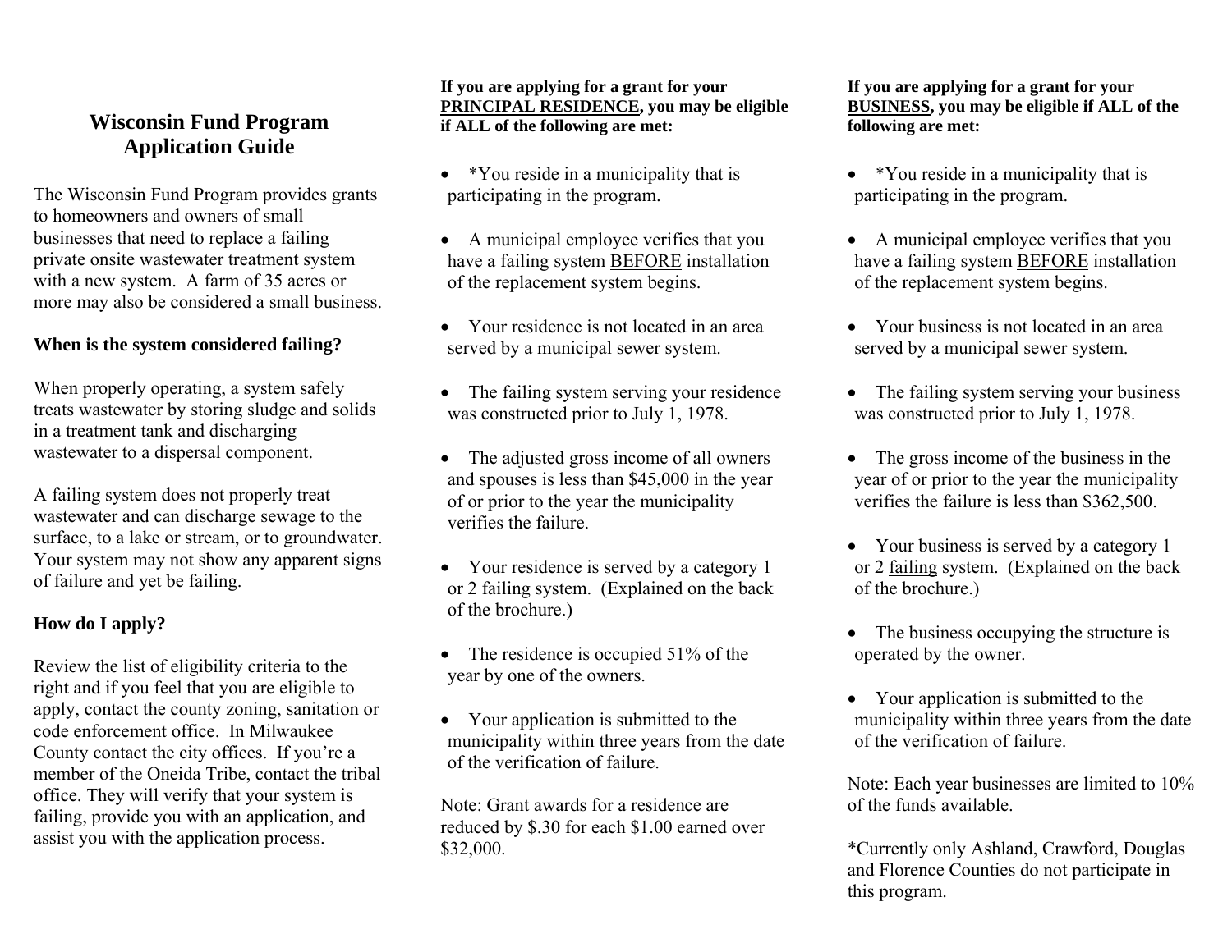# Wisconsin Fund Program Application Guide

The Wisconsin Fund Program provides grants to homeowners and owners of small businesses that need to replace a failing private onsite wastewater treatment system with a new system. A farm of 35 acres or more may also be considered a small business.

**When is the system considered failing?**

When properly operating, a system safely treats wastewater by storing sludge and solids in a treatment tank and discharging wastewater to a dispersal component.

A failing system does not properly treat wastewater and can discharge sewage to the surface, to a lake or stream, or to groundwater. Your system may not show any apparent signs of failure and yet be failing.

**How do I apply?**

Review the list of eligibility criteria to the right and if you feel that you are eligible to apply, contact the county zoning, sanitation or code enforcement office. In Milwaukee County contact the city offices. If you're a member of the Oneida Tribe, contact the tribal office. They will verify that your system is failing, provide you with an application, and assist you with the application process.

**If you are applying for a grant for your <u>PRINCIPAL RESIDENCE</u>, you may be eligible if ALL of the following are met:**

- *You reside in a municipality that is participating in the program.
- A municipal employee verifies that you have a failing system <u>BEFORE</u> installation of the replacement system begins.
- Your residence is not located in an area served by a municipal sewer system.
- The failing system serving your residence was constructed prior to July 1, 1978.
- The adjusted gross income of all owners and spouses is less than $45,000 in the year of or prior to the year the municipality verifies the failure.
- Your residence is served by a category 1 or 2 <u>failing</u> system. (Explained on the back of the brochure.)
- The residence is occupied 51% of the year by one of the owners.
- Your application is submitted to the municipality within three years from the date of the verification of failure.

Note: Grant awards for a residence are reduced by $.30 for each $1.00 earned over $32,000.

**If you are applying for a grant for your <u>BUSINESS</u>, you may be eligible if ALL of the following are met:**

- *You reside in a municipality that is participating in the program.
- A municipal employee verifies that you have a failing system <u>BEFORE</u> installation of the replacement system begins.
- Your business is not located in an area served by a municipal sewer system.
- The failing system serving your business was constructed prior to July 1, 1978.
- The gross income of the business in the year of or prior to the year the municipality verifies the failure is less than $362,500.
- Your business is served by a category 1 or 2 <u>failing</u> system. (Explained on the back of the brochure.)
- The business occupying the structure is operated by the owner.
- Your application is submitted to the municipality within three years from the date of the verification of failure.

Note: Each year businesses are limited to 10% of the funds available.

*Currently only Ashland, Crawford, Douglas and Florence Counties do not participate in this program.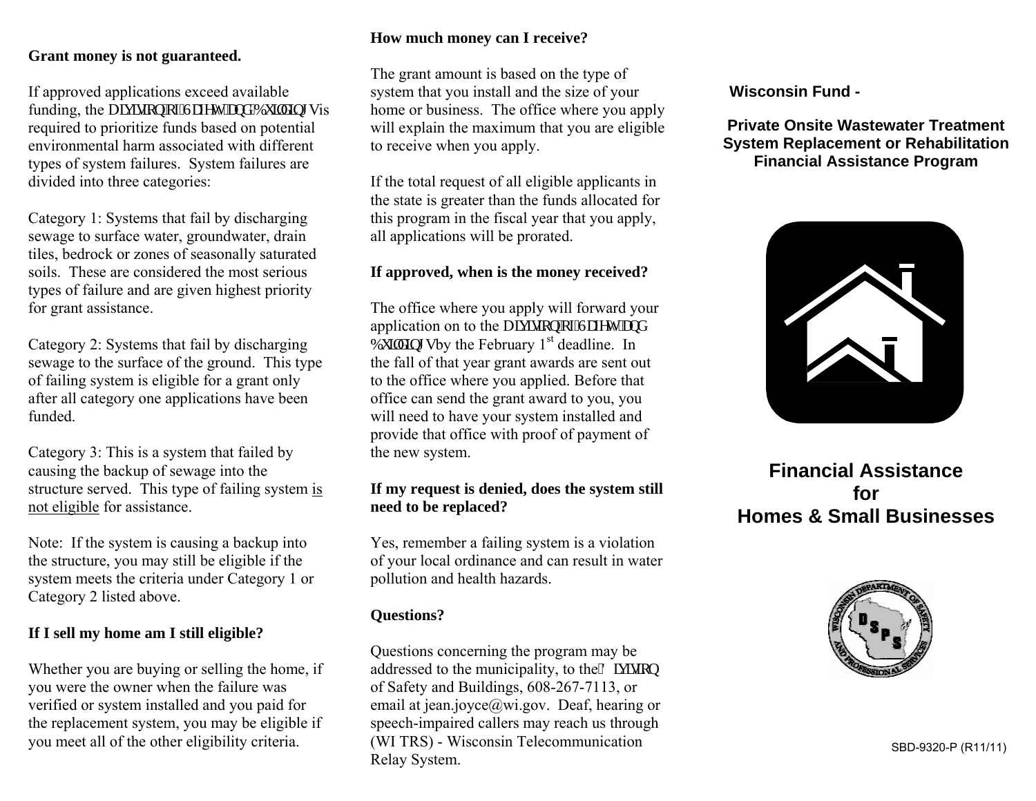**Grant money is not guaranteed.**

If approved applications exceed available funding, the Division of Safety and Buildings is required to prioritize funds based on potential environmental harm associated with different types of system failures. System failures are divided into three categories:

Category 1: Systems that fail by discharging sewage to surface water, groundwater, drain tiles, bedrock or zones of seasonally saturated soils. These are considered the most serious types of failure and are given highest priority for grant assistance.

Category 2: Systems that fail by discharging sewage to the surface of the ground. This type of failing system is eligible for a grant only after all category one applications have been funded.

Category 3: This is a system that failed by causing the backup of sewage into the structure served. This type of failing system is not eligible for assistance.

Note: If the system is causing a backup into the structure, you may still be eligible if the system meets the criteria under Category 1 or Category 2 listed above.

**If I sell my home am I still eligible?**

Whether you are buying or selling the home, if you were the owner when the failure was verified or system installed and you paid for the replacement system, you may be eligible if you meet all of the other eligibility criteria.

**How much money can I receive?**

The grant amount is based on the type of system that you install and the size of your home or business. The office where you apply will explain the maximum that you are eligible to receive when you apply.

If the total request of all eligible applicants in the state is greater than the funds allocated for this program in the fiscal year that you apply, all applications will be prorated.

**If approved, when is the money received?**

The office where you apply will forward your application on to the Division of Safety and Buildings by the February 1st deadline. In the fall of that year grant awards are sent out to the office where you applied. Before that office can send the grant award to you, you will need to have your system installed and provide that office with proof of payment of the new system.

**If my request is denied, does the system still need to be replaced?**

Yes, remember a failing system is a violation of your local ordinance and can result in water pollution and health hazards.

**Questions?**

Questions concerning the program may be addressed to the municipality, to the Division of Safety and Buildings, 608-267-7113, or email at jean.joyce@wi.gov. Deaf, hearing or speech-impaired callers may reach us through (WI TRS) - Wisconsin Telecommunication Relay System.

**Wisconsin Fund -**

**Private Onsite Wastewater Treatment System Replacement or Rehabilitation Financial Assistance Program**

# Financial Assistance for Homes & Small Businesses

SBD-9320-P (R11/11)